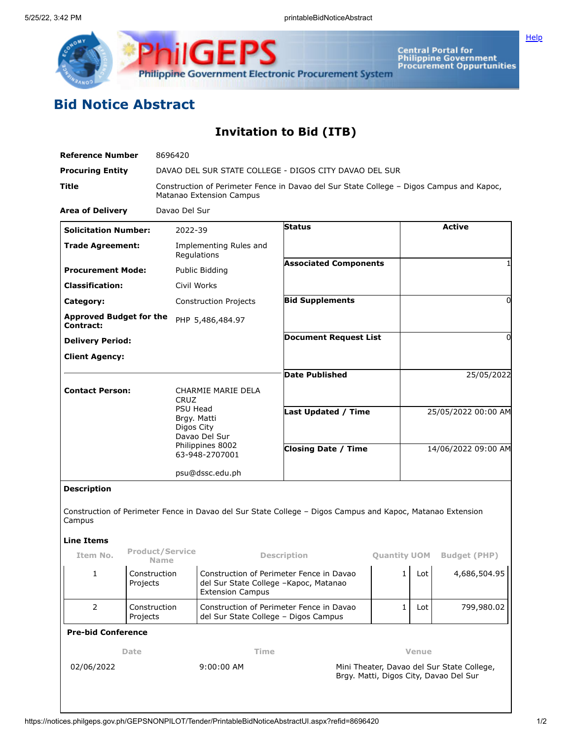# Bid Notice Abstract

## Invitation to Bid (ITB)

| | |
|---|---|
| **Reference Number** | 8696420 |
| **Procuring Entity** | DAVAO DEL SUR STATE COLLEGE - DIGOS CITY DAVAO DEL SUR |
| **Title** | Construction of Perimeter Fence in Davao del Sur State College – Digos Campus and Kapoc, Matanao Extension Campus |
| **Area of Delivery** | Davao Del Sur |

| | |
|---|---|
| **Solicitation Number:** | 2022-39 |
| **Trade Agreement:** | Implementing Rules and Regulations |
| **Procurement Mode:** | Public Bidding |
| **Classification:** | Civil Works |
| **Category:** | Construction Projects |
| **Approved Budget for the Contract:** | PHP 5,486,484.97 |
| **Delivery Period:** | |
| **Client Agency:** | |
| **Contact Person:** | CHARMIE MARIE DELA CRUZ<br>PSU Head<br>Brgy. Matti<br>Digos City<br>Davao Del Sur<br>Philippines 8002<br>63-948-2707001<br><br>psu@dssc.edu.ph |

| | |
|---|---|
| **Status** | Active |
| **Associated Components** | 1 |
| **Bid Supplements** | 0 |
| **Document Request List** | 0 |
| **Date Published** | 25/05/2022 |
| **Last Updated / Time** | 25/05/2022 00:00 AM |
| **Closing Date / Time** | 14/06/2022 09:00 AM |

**Description**

Construction of Perimeter Fence in Davao del Sur State College – Digos Campus and Kapoc, Matanao Extension Campus

**Line Items**

| Item No. | Product/Service Name | Description | Quantity | UOM | Budget (PHP) |
|---|---|---|---|---|---|
| 1 | Construction Projects | Construction of Perimeter Fence in Davao del Sur State College –Kapoc, Matanao Extension Campus | 1 | Lot | 4,686,504.95 |
| 2 | Construction Projects | Construction of Perimeter Fence in Davao del Sur State College – Digos Campus | 1 | Lot | 799,980.02 |

**Pre-bid Conference**

| Date | Time | Venue |
|---|---|---|
| 02/06/2022 | 9:00:00 AM | Mini Theater, Davao del Sur State College, Brgy. Matti, Digos City, Davao Del Sur |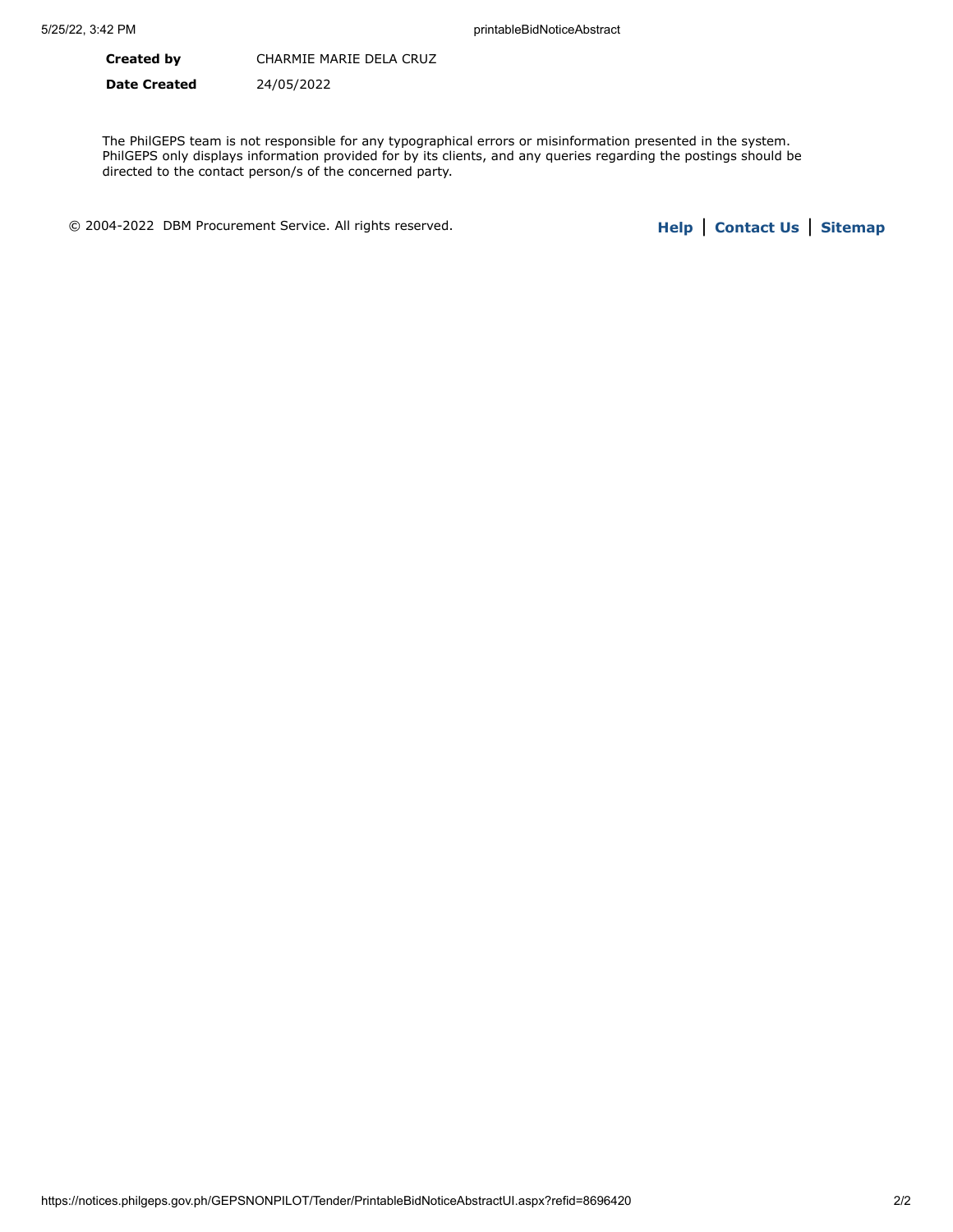| | |
|---|---|
| **Created by** | CHARMIE MARIE DELA CRUZ |
| **Date Created** | 24/05/2022 |

The PhilGEPS team is not responsible for any typographical errors or misinformation presented in the system. PhilGEPS only displays information provided for by its clients, and any queries regarding the postings should be directed to the contact person/s of the concerned party.

© 2004-2022 DBM Procurement Service. All rights reserved.

**Help** | **Contact Us** | **Sitemap**